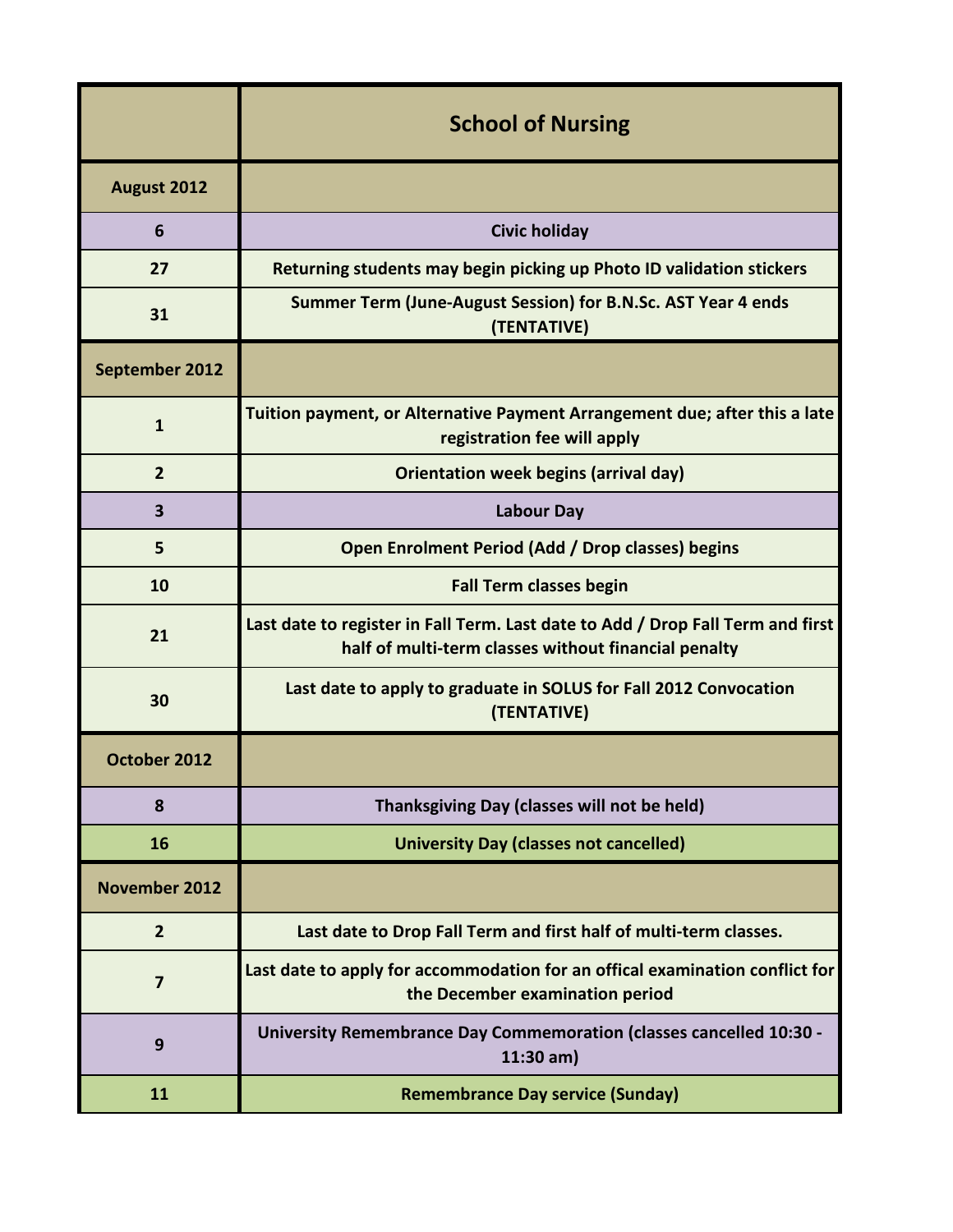| | School of Nursing |
|---|---|
| **August 2012** | |
| 6 | Civic holiday |
| 27 | Returning students may begin picking up Photo ID validation stickers |
| 31 | Summer Term (June-August Session) for B.N.Sc. AST Year 4 ends (TENTATIVE) |
| **September 2012** | |
| 1 | Tuition payment, or Alternative Payment Arrangement due; after this a late registration fee will apply |
| 2 | Orientation week begins (arrival day) |
| 3 | Labour Day |
| 5 | Open Enrolment Period (Add / Drop classes) begins |
| 10 | Fall Term classes begin |
| 21 | Last date to register in Fall Term. Last date to Add / Drop Fall Term and first half of multi-term classes without financial penalty |
| 30 | Last date to apply to graduate in SOLUS for Fall 2012 Convocation (TENTATIVE) |
| **October 2012** | |
| 8 | Thanksgiving Day (classes will not be held) |
| 16 | University Day (classes not cancelled) |
| **November 2012** | |
| 2 | Last date to Drop Fall Term and first half of multi-term classes. |
| 7 | Last date to apply for accommodation for an offical examination conflict for the December examination period |
| 9 | University Remembrance Day Commemoration (classes cancelled 10:30 - 11:30 am) |
| 11 | Remembrance Day service (Sunday) |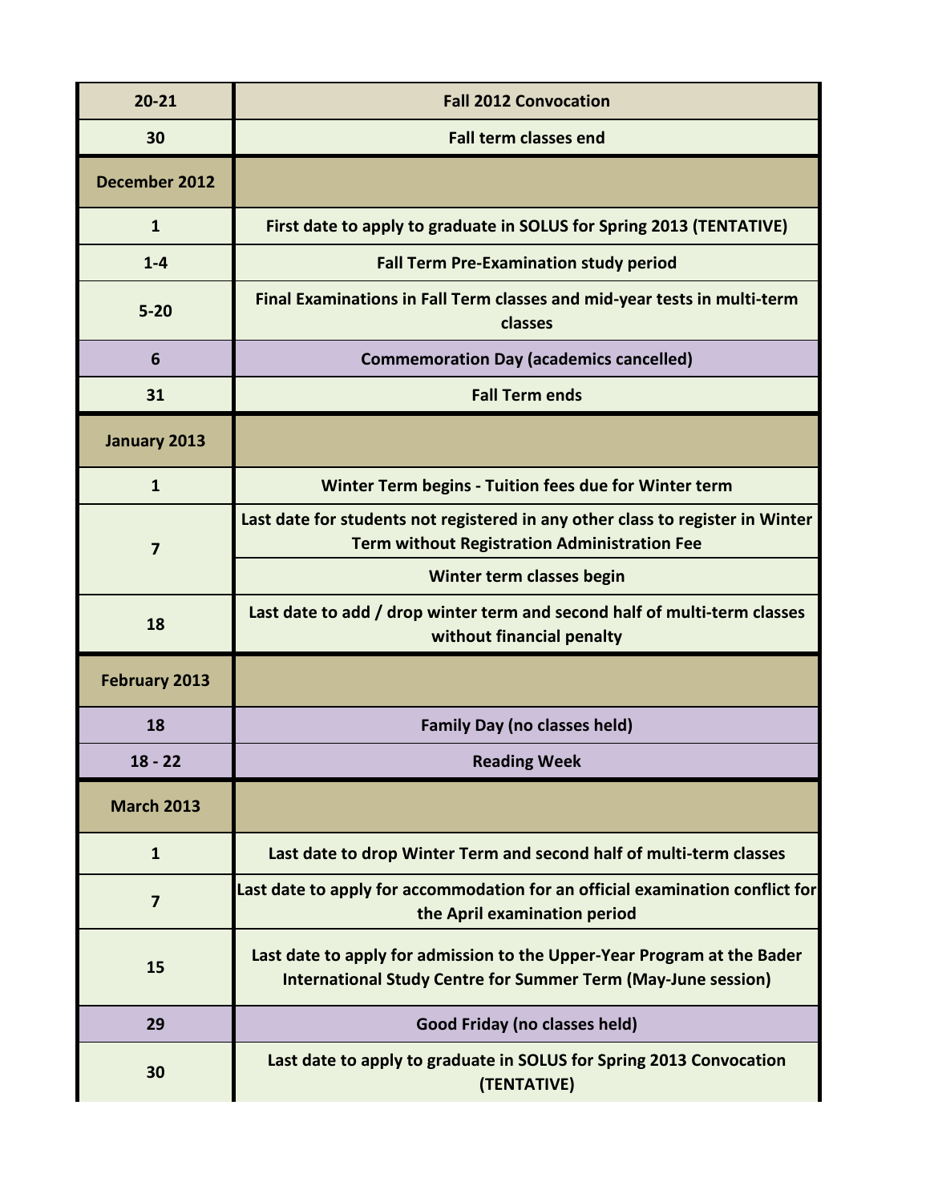| | |
|---|---|
| 20-21 | Fall 2012 Convocation |
| 30 | Fall term classes end |
| **December 2012** | |
| 1 | First date to apply to graduate in SOLUS for Spring 2013 (TENTATIVE) |
| 1-4 | Fall Term Pre-Examination study period |
| 5-20 | Final Examinations in Fall Term classes and mid-year tests in multi-term classes |
| 6 | Commemoration Day (academics cancelled) |
| 31 | Fall Term ends |
| **January 2013** | |
| 1 | Winter Term begins - Tuition fees due for Winter term |
| 7 | Last date for students not registered in any other class to register in Winter Term without Registration Administration Fee |
| | Winter term classes begin |
| 18 | Last date to add / drop winter term and second half of multi-term classes without financial penalty |
| **February 2013** | |
| 18 | Family Day (no classes held) |
| 18 - 22 | Reading Week |
| **March 2013** | |
| 1 | Last date to drop Winter Term and second half of multi-term classes |
| 7 | Last date to apply for accommodation for an official examination conflict for the April examination period |
| 15 | Last date to apply for admission to the Upper-Year Program at the Bader International Study Centre for Summer Term (May-June session) |
| 29 | Good Friday (no classes held) |
| 30 | Last date to apply to graduate in SOLUS for Spring 2013 Convocation (TENTATIVE) |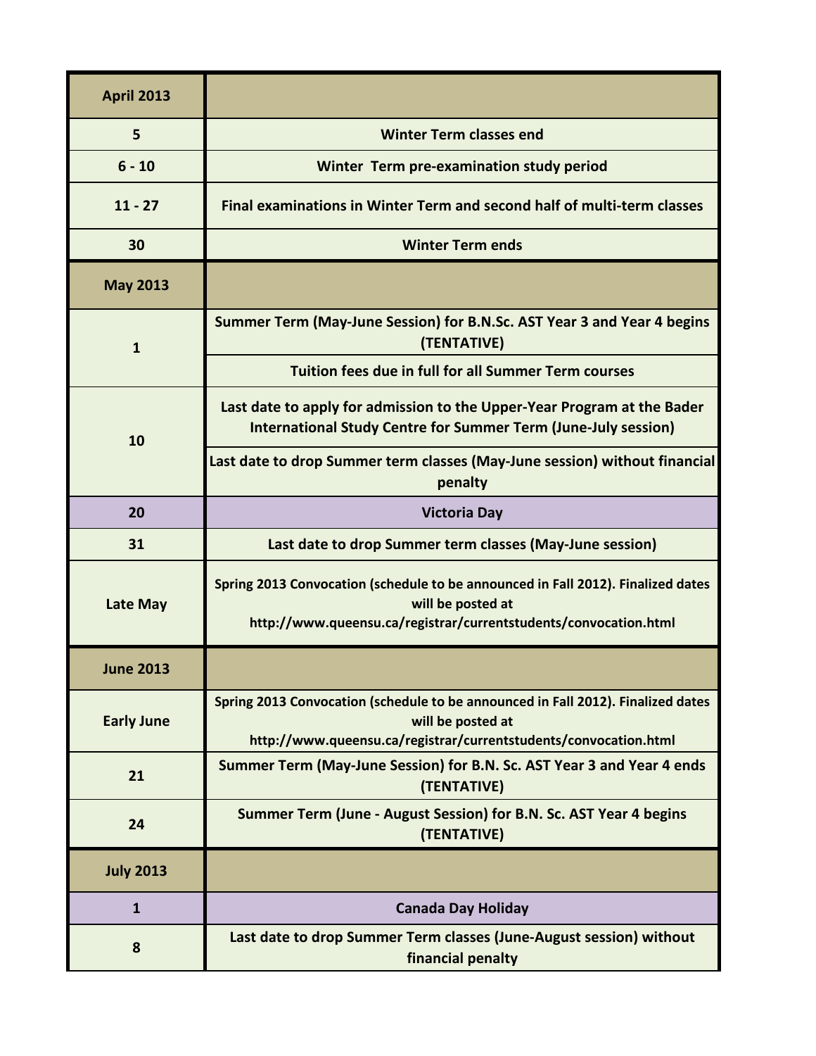| April 2013 | |
|---|---|
| 5 | Winter Term classes end |
| 6 - 10 | Winter Term pre-examination study period |
| 11 - 27 | Final examinations in Winter Term and second half of multi-term classes |
| 30 | Winter Term ends |
| **May 2013** | |
| 1 | Summer Term (May-June Session) for B.N.Sc. AST Year 3 and Year 4 begins (TENTATIVE) |
| | Tuition fees due in full for all Summer Term courses |
| 10 | Last date to apply for admission to the Upper-Year Program at the Bader International Study Centre for Summer Term (June-July session) |
| | Last date to drop Summer term classes (May-June session) without financial penalty |
| 20 | Victoria Day |
| 31 | Last date to drop Summer term classes (May-June session) |
| Late May | Spring 2013 Convocation (schedule to be announced in Fall 2012). Finalized dates will be posted at http://www.queensu.ca/registrar/currentstudents/convocation.html |
| **June 2013** | |
| Early June | Spring 2013 Convocation (schedule to be announced in Fall 2012). Finalized dates will be posted at http://www.queensu.ca/registrar/currentstudents/convocation.html |
| 21 | Summer Term (May-June Session) for B.N. Sc. AST Year 3 and Year 4 ends (TENTATIVE) |
| 24 | Summer Term (June - August Session) for B.N. Sc. AST Year 4 begins (TENTATIVE) |
| **July 2013** | |
| 1 | Canada Day Holiday |
| 8 | Last date to drop Summer Term classes (June-August session) without financial penalty |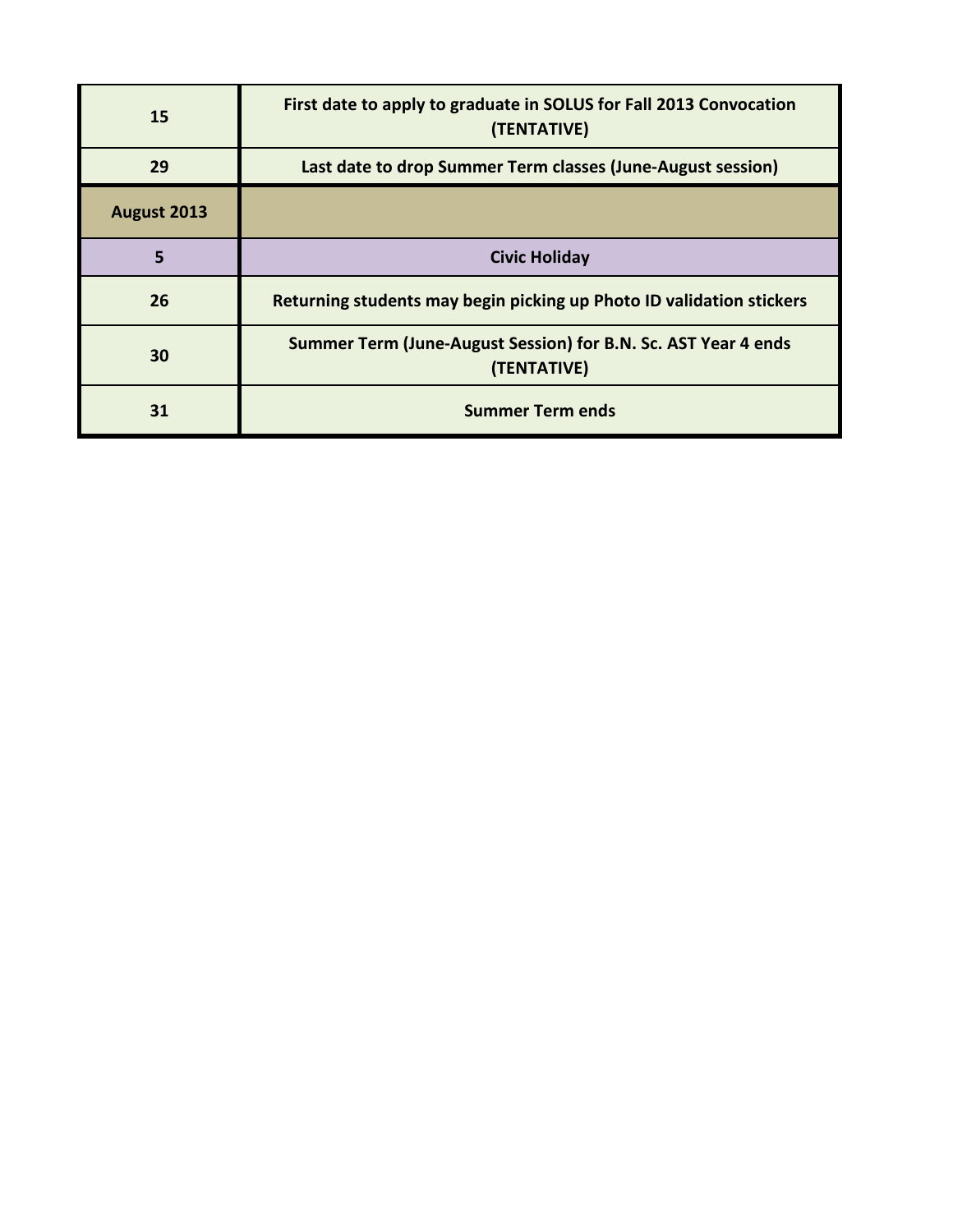| | |
|---|---|
| **15** | **First date to apply to graduate in SOLUS for Fall 2013 Convocation (TENTATIVE)** |
| **29** | **Last date to drop Summer Term classes (June-August session)** |
| **August 2013** | |
| **5** | **Civic Holiday** |
| **26** | **Returning students may begin picking up Photo ID validation stickers** |
| **30** | **Summer Term (June-August Session) for B.N. Sc. AST Year 4 ends (TENTATIVE)** |
| **31** | **Summer Term ends** |